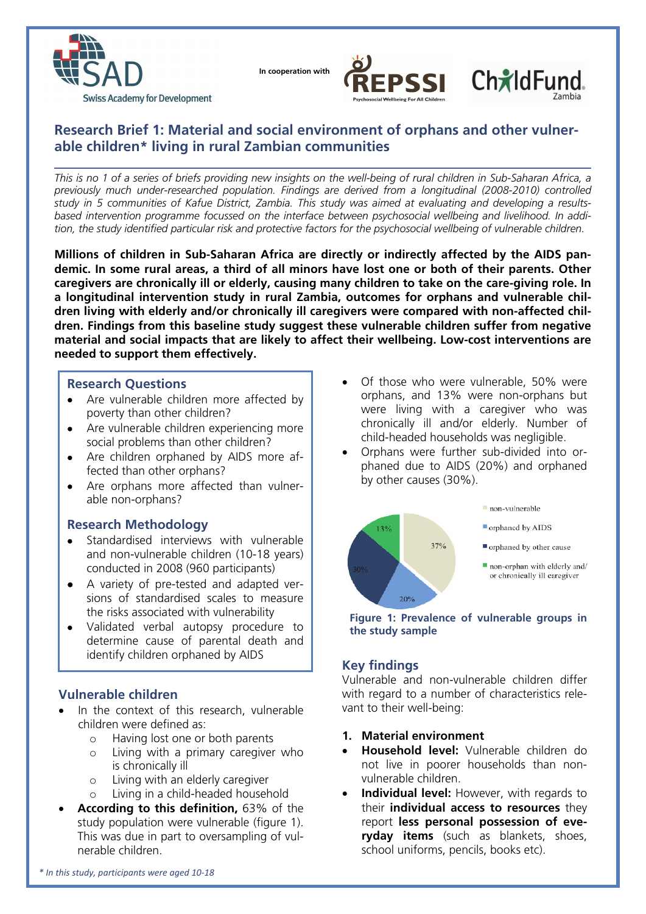SAD Swiss Academy for Development

In cooperation with REPSSI Psychosocial Wellbeing For All Children — ChildFund Zambia

## Research Brief 1: Material and social environment of orphans and other vulnerable children* living in rural Zambian communities

*This is no 1 of a series of briefs providing new insights on the well-being of rural children in Sub-Saharan Africa, a previously much under-researched population. Findings are derived from a longitudinal (2008-2010) controlled study in 5 communities of Kafue District, Zambia. This study was aimed at evaluating and developing a results-based intervention programme focussed on the interface between psychosocial wellbeing and livelihood. In addition, the study identified particular risk and protective factors for the psychosocial wellbeing of vulnerable children.*

**Millions of children in Sub-Saharan Africa are directly or indirectly affected by the AIDS pandemic. In some rural areas, a third of all minors have lost one or both of their parents. Other caregivers are chronically ill or elderly, causing many children to take on the care-giving role. In a longitudinal intervention study in rural Zambia, outcomes for orphans and vulnerable children living with elderly and/or chronically ill caregivers were compared with non-affected children. Findings from this baseline study suggest these vulnerable children suffer from negative material and social impacts that are likely to affect their wellbeing. Low-cost interventions are needed to support them effectively.**

### Research Questions

- Are vulnerable children more affected by poverty than other children?
- Are vulnerable children experiencing more social problems than other children?
- Are children orphaned by AIDS more affected than other orphans?
- Are orphans more affected than vulnerable non-orphans?

### Research Methodology

- Standardised interviews with vulnerable and non-vulnerable children (10-18 years) conducted in 2008 (960 participants)
- A variety of pre-tested and adapted versions of standardised scales to measure the risks associated with vulnerability
- Validated verbal autopsy procedure to determine cause of parental death and identify children orphaned by AIDS

### Vulnerable children

- In the context of this research, vulnerable children were defined as:
  - Having lost one or both parents
  - Living with a primary caregiver who is chronically ill
  - Living with an elderly caregiver
  - Living in a child-headed household
- **According to this definition,** 63% of the study population were vulnerable (figure 1). This was due in part to oversampling of vulnerable children.
- Of those who were vulnerable, 50% were orphans, and 13% were non-orphans but were living with a caregiver who was chronically ill and/or elderly. Number of child-headed households was negligible.
- Orphans were further sub-divided into orphaned due to AIDS (20%) and orphaned by other causes (30%).

| Group | Share |
|---|---|
| non-vulnerable | 37% |
| orphaned by AIDS | 20% |
| orphaned by other cause | 30% |
| non-orphan with elderly and/or chronically ill caregiver | 13% |

**Figure 1: Prevalence of vulnerable groups in the study sample**

### Key findings

Vulnerable and non-vulnerable children differ with regard to a number of characteristics relevant to their well-being:

1. **Material environment**

- **Household level:** Vulnerable children do not live in poorer households than non-vulnerable children.
- **Individual level:** However, with regards to their **individual access to resources** they report **less personal possession of everyday items** (such as blankets, shoes, school uniforms, pencils, books etc).

*\* In this study, participants were aged 10-18*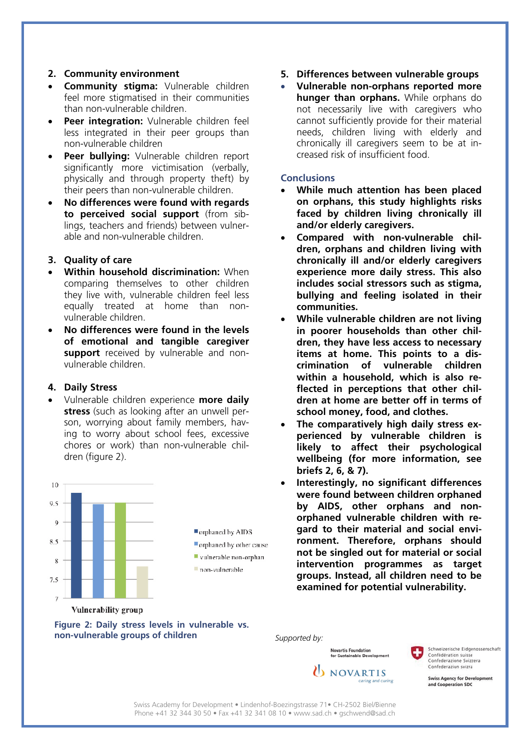2. **Community environment**

- **Community stigma:** Vulnerable children feel more stigmatised in their communities than non-vulnerable children.
- **Peer integration:** Vulnerable children feel less integrated in their peer groups than non-vulnerable children
- **Peer bullying:** Vulnerable children report significantly more victimisation (verbally, physically and through property theft) by their peers than non-vulnerable children.
- **No differences were found with regards to perceived social support** (from siblings, teachers and friends) between vulnerable and non-vulnerable children.

3. **Quality of care**

- **Within household discrimination:** When comparing themselves to other children they live with, vulnerable children feel less equally treated at home than non-vulnerable children.
- **No differences were found in the levels of emotional and tangible caregiver support** received by vulnerable and non-vulnerable children.

4. **Daily Stress**

- Vulnerable children experience **more daily stress** (such as looking after an unwell person, worrying about family members, having to worry about school fees, excessive chores or work) than non-vulnerable children (figure 2).

10
9.5
9
8.5
8
7.5
7
Vulnerability group
orphaned by AIDS
orphaned by other cause
vulnerable non-orphan
non-vulnerable

**Figure 2: Daily stress levels in vulnerable vs. non-vulnerable groups of children**

5. **Differences between vulnerable groups**

- **Vulnerable non-orphans reported more hunger than orphans.** While orphans do not necessarily live with caregivers who cannot sufficiently provide for their material needs, children living with elderly and chronically ill caregivers seem to be at increased risk of insufficient food.

## Conclusions

- **While much attention has been placed on orphans, this study highlights risks faced by children living chronically ill and/or elderly caregivers.**
- **Compared with non-vulnerable children, orphans and children living with chronically ill and/or elderly caregivers experience more daily stress. This also includes social stressors such as stigma, bullying and feeling isolated in their communities.**
- **While vulnerable children are not living in poorer households than other children, they have less access to necessary items at home. This points to a discrimination of vulnerable children within a household, which is also reflected in perceptions that other children at home are better off in terms of school money, food, and clothes.**
- **The comparatively high daily stress experienced by vulnerable children is likely to affect their psychological wellbeing (for more information, see briefs 2, 6, & 7).**
- **Interestingly, no significant differences were found between children orphaned by AIDS, other orphans and non-orphaned vulnerable children with regard to their material and social environment. Therefore, orphans should not be singled out for material or social intervention programmes as target groups. Instead, all children need to be examined for potential vulnerability.**

*Supported by:*

Novartis Foundation for Sustainable Development
NOVARTIS caring and curing

Schweizerische Eidgenossenschaft
Confédération suisse
Confederazione Svizzera
Confederaziun svizra

Swiss Agency for Development and Cooperation SDC

Swiss Academy for Development • Lindenhof-Boezingstrasse 71• CH-2502 Biel/Bienne
Phone +41 32 344 30 50 • Fax +41 32 341 08 10 • www.sad.ch • gschwend@sad.ch